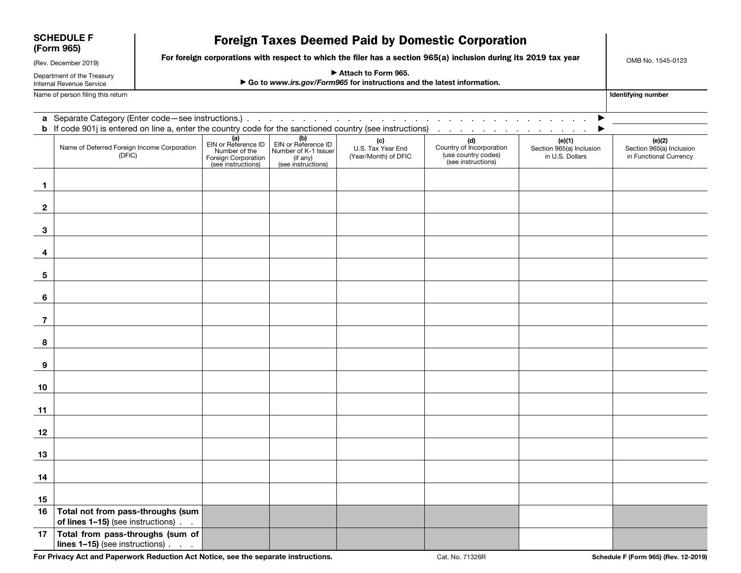**SCHEDULE F (Form 965)**

(Rev. December 2019)

Department of the Treasury
Internal Revenue Service

# Foreign Taxes Deemed Paid by Domestic Corporation

**For foreign corporations with respect to which the filer has a section 965(a) inclusion during its 2019 tax year**

▶ **Attach to Form 965.**

▶ **Go to** ***www.irs.gov/Form965*** **for instructions and the latest information.**

OMB No. 1545-0123

Name of person filing this return | **Identifying number**

**a** Separate Category (Enter code—see instructions.) . . . . . . . . . . . . . . . . . . . . . . . . . . . . . . . ▶

**b** If code 901j is entered on line a, enter the country code for the sanctioned country (see instructions) . . . . . . . . . . . . . . . . ▶

| | Name of Deferred Foreign Income Corporation (DFIC) | **(a)** EIN or Reference ID Number of the Foreign Corporation (see instructions) | **(b)** EIN or Reference ID Number of K-1 Issuer (if any) (see instructions) | **(c)** U.S. Tax Year End (Year/Month) of DFIC | **(d)** Country of Incorporation (use country codes) (see instructions) | **(e)(1)** Section 965(a) Inclusion in U.S. Dollars | **(e)(2)** Section 965(a) Inclusion in Functional Currency |
|---|---|---|---|---|---|---|---|
| **1** | | | | | | | |
| **2** | | | | | | | |
| **3** | | | | | | | |
| **4** | | | | | | | |
| **5** | | | | | | | |
| **6** | | | | | | | |
| **7** | | | | | | | |
| **8** | | | | | | | |
| **9** | | | | | | | |
| **10** | | | | | | | |
| **11** | | | | | | | |
| **12** | | | | | | | |
| **13** | | | | | | | |
| **14** | | | | | | | |
| **15** | | | | | | | |
| **16** | **Total not from pass-throughs (sum of lines 1–15)** (see instructions) . . | | | | | | |
| **17** | **Total from pass-throughs (sum of lines 1–15)** (see instructions) . . . | | | | | | |

**For Privacy Act and Paperwork Reduction Act Notice, see the separate instructions.** Cat. No. 71326R **Schedule F (Form 965) (Rev. 12-2019)**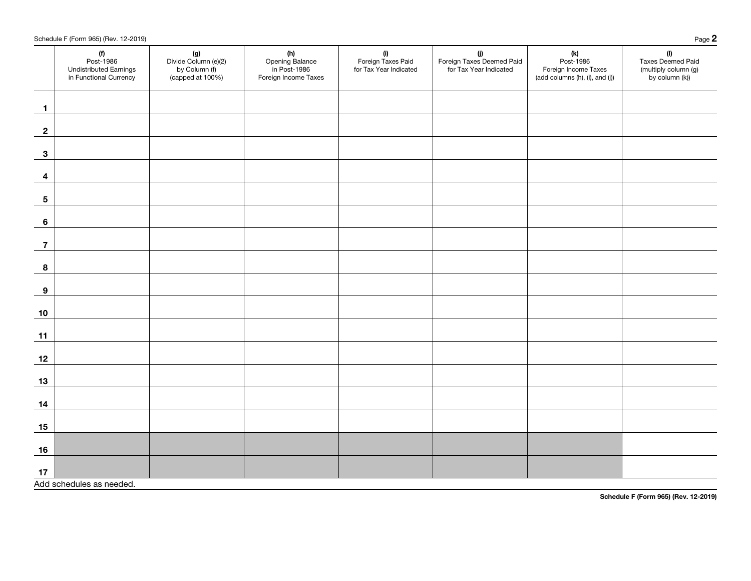| | (f) Post-1986 Undistributed Earnings in Functional Currency | (g) Divide Column (e)(2) by Column (f) (capped at 100%) | (h) Opening Balance in Post-1986 Foreign Income Taxes | (i) Foreign Taxes Paid for Tax Year Indicated | (j) Foreign Taxes Deemed Paid for Tax Year Indicated | (k) Post-1986 Foreign Income Taxes (add columns (h), (i), and (j)) | (l) Taxes Deemed Paid (multiply column (g) by column (k)) |
|---|---|---|---|---|---|---|---|
| 1 | | | | | | | |
| 2 | | | | | | | |
| 3 | | | | | | | |
| 4 | | | | | | | |
| 5 | | | | | | | |
| 6 | | | | | | | |
| 7 | | | | | | | |
| 8 | | | | | | | |
| 9 | | | | | | | |
| 10 | | | | | | | |
| 11 | | | | | | | |
| 12 | | | | | | | |
| 13 | | | | | | | |
| 14 | | | | | | | |
| 15 | | | | | | | |
| 16 | | | | | | | |
| 17 | | | | | | | |

Add schedules as needed.